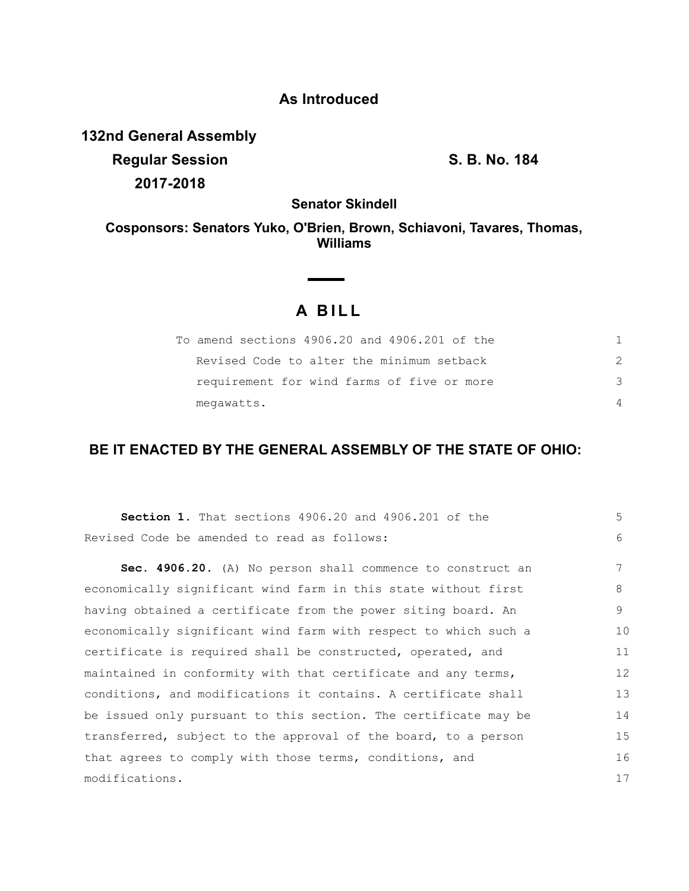**As Introduced**

**132nd General Assembly**
**Regular Session**
**2017-2018**

**S. B. No. 184**

**Senator Skindell**

**Cosponsors: Senators Yuko, O'Brien, Brown, Schiavoni, Tavares, Thomas, Williams**

# A BILL

To amend sections 4906.20 and 4906.201 of the Revised Code to alter the minimum setback requirement for wind farms of five or more megawatts.

## BE IT ENACTED BY THE GENERAL ASSEMBLY OF THE STATE OF OHIO:

**Section 1.** That sections 4906.20 and 4906.201 of the Revised Code be amended to read as follows:

**Sec. 4906.20.** (A) No person shall commence to construct an economically significant wind farm in this state without first having obtained a certificate from the power siting board. An economically significant wind farm with respect to which such a certificate is required shall be constructed, operated, and maintained in conformity with that certificate and any terms, conditions, and modifications it contains. A certificate shall be issued only pursuant to this section. The certificate may be transferred, subject to the approval of the board, to a person that agrees to comply with those terms, conditions, and modifications.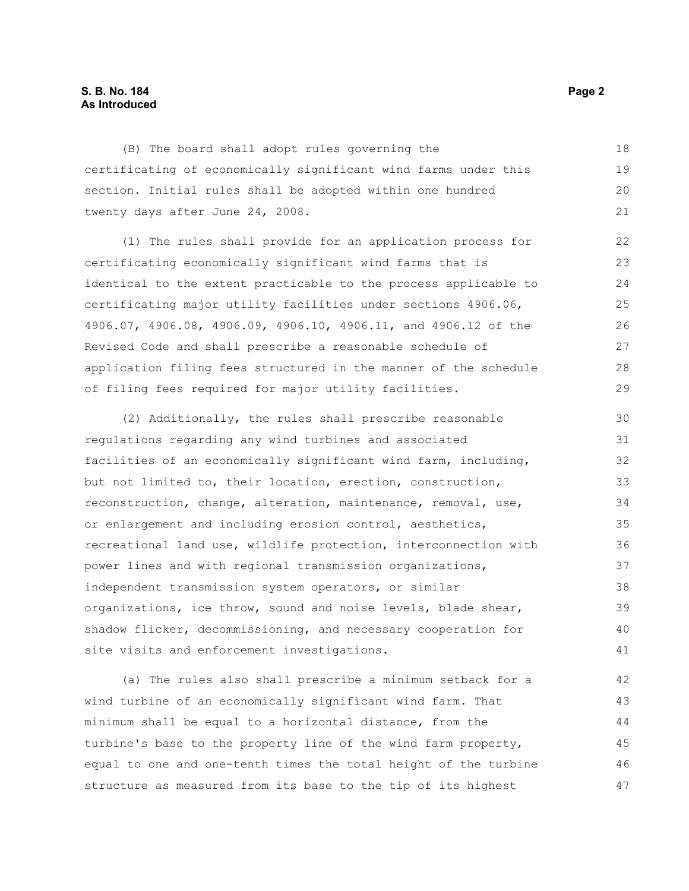(B) The board shall adopt rules governing the certificating of economically significant wind farms under this section. Initial rules shall be adopted within one hundred twenty days after June 24, 2008.

(1) The rules shall provide for an application process for certificating economically significant wind farms that is identical to the extent practicable to the process applicable to certificating major utility facilities under sections 4906.06, 4906.07, 4906.08, 4906.09, 4906.10, 4906.11, and 4906.12 of the Revised Code and shall prescribe a reasonable schedule of application filing fees structured in the manner of the schedule of filing fees required for major utility facilities.

(2) Additionally, the rules shall prescribe reasonable regulations regarding any wind turbines and associated facilities of an economically significant wind farm, including, but not limited to, their location, erection, construction, reconstruction, change, alteration, maintenance, removal, use, or enlargement and including erosion control, aesthetics, recreational land use, wildlife protection, interconnection with power lines and with regional transmission organizations, independent transmission system operators, or similar organizations, ice throw, sound and noise levels, blade shear, shadow flicker, decommissioning, and necessary cooperation for site visits and enforcement investigations.

(a) The rules also shall prescribe a minimum setback for a wind turbine of an economically significant wind farm. That minimum shall be equal to a horizontal distance, from the turbine's base to the property line of the wind farm property, equal to one and one-tenth times the total height of the turbine structure as measured from its base to the tip of its highest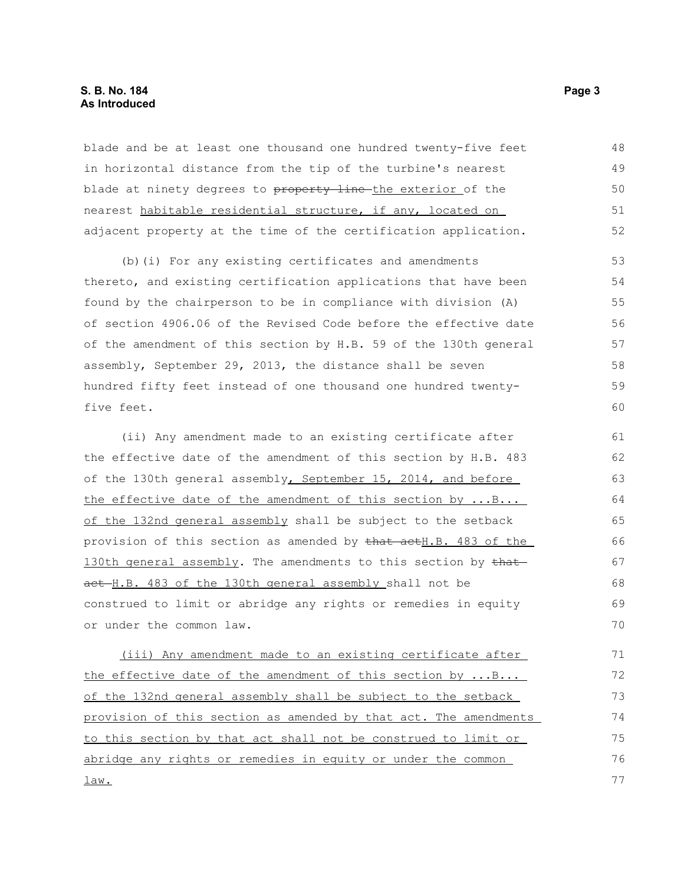blade and be at least one thousand one hundred twenty-five feet in horizontal distance from the tip of the turbine's nearest blade at ninety degrees to ~~property line~~ the exterior of the nearest habitable residential structure, if any, located on adjacent property at the time of the certification application.

(b)(i) For any existing certificates and amendments thereto, and existing certification applications that have been found by the chairperson to be in compliance with division (A) of section 4906.06 of the Revised Code before the effective date of the amendment of this section by H.B. 59 of the 130th general assembly, September 29, 2013, the distance shall be seven hundred fifty feet instead of one thousand one hundred twenty-five feet.

(ii) Any amendment made to an existing certificate after the effective date of the amendment of this section by H.B. 483 of the 130th general assembly, September 15, 2014, and before the effective date of the amendment of this section by ...B... of the 132nd general assembly shall be subject to the setback provision of this section as amended by ~~that act~~H.B. 483 of the 130th general assembly. The amendments to this section by ~~that act~~ H.B. 483 of the 130th general assembly shall not be construed to limit or abridge any rights or remedies in equity or under the common law.

(iii) Any amendment made to an existing certificate after the effective date of the amendment of this section by ...B... of the 132nd general assembly shall be subject to the setback provision of this section as amended by that act. The amendments to this section by that act shall not be construed to limit or abridge any rights or remedies in equity or under the common law.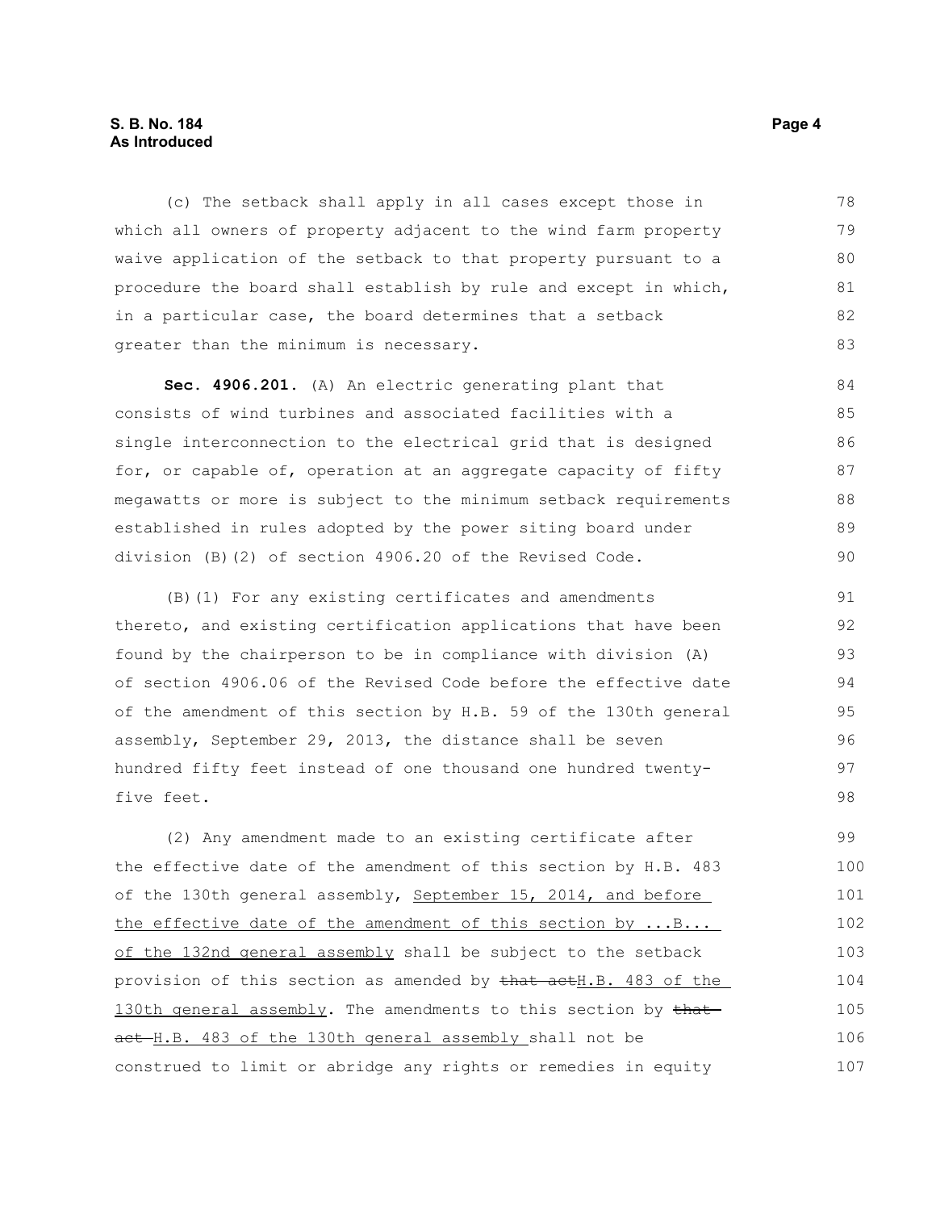(c) The setback shall apply in all cases except those in which all owners of property adjacent to the wind farm property waive application of the setback to that property pursuant to a procedure the board shall establish by rule and except in which, in a particular case, the board determines that a setback greater than the minimum is necessary.

**Sec. 4906.201.** (A) An electric generating plant that consists of wind turbines and associated facilities with a single interconnection to the electrical grid that is designed for, or capable of, operation at an aggregate capacity of fifty megawatts or more is subject to the minimum setback requirements established in rules adopted by the power siting board under division (B)(2) of section 4906.20 of the Revised Code.

(B)(1) For any existing certificates and amendments thereto, and existing certification applications that have been found by the chairperson to be in compliance with division (A) of section 4906.06 of the Revised Code before the effective date of the amendment of this section by H.B. 59 of the 130th general assembly, September 29, 2013, the distance shall be seven hundred fifty feet instead of one thousand one hundred twenty-five feet.

(2) Any amendment made to an existing certificate after the effective date of the amendment of this section by H.B. 483 of the 130th general assembly, <u>September 15, 2014, and before the effective date of the amendment of this section by ...B... of the 132nd general assembly</u> shall be subject to the setback provision of this section as amended by ~~that act~~<u>H.B. 483 of the 130th general assembly</u>. The amendments to this section by ~~that act~~ <u>H.B. 483 of the 130th general assembly</u> shall not be construed to limit or abridge any rights or remedies in equity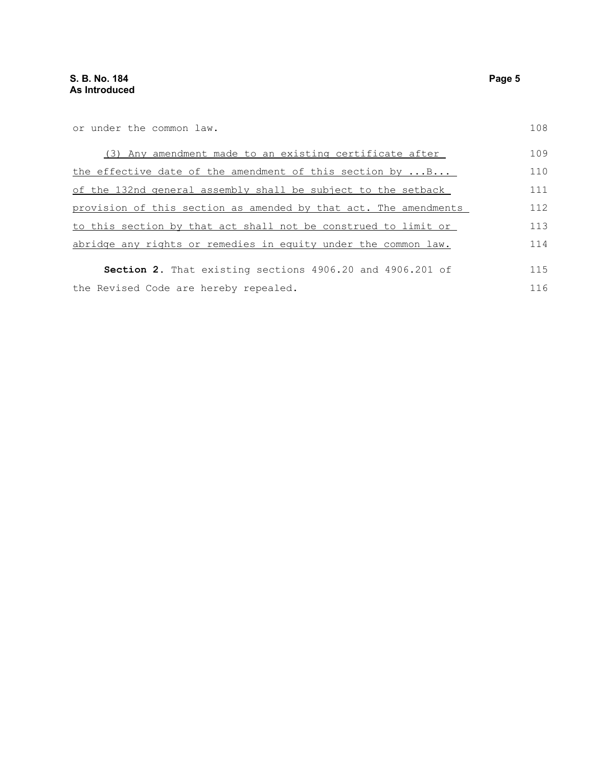or under the common law.

(3) Any amendment made to an existing certificate after the effective date of the amendment of this section by ...B... of the 132nd general assembly shall be subject to the setback provision of this section as amended by that act. The amendments to this section by that act shall not be construed to limit or abridge any rights or remedies in equity under the common law.

**Section 2.** That existing sections 4906.20 and 4906.201 of the Revised Code are hereby repealed.